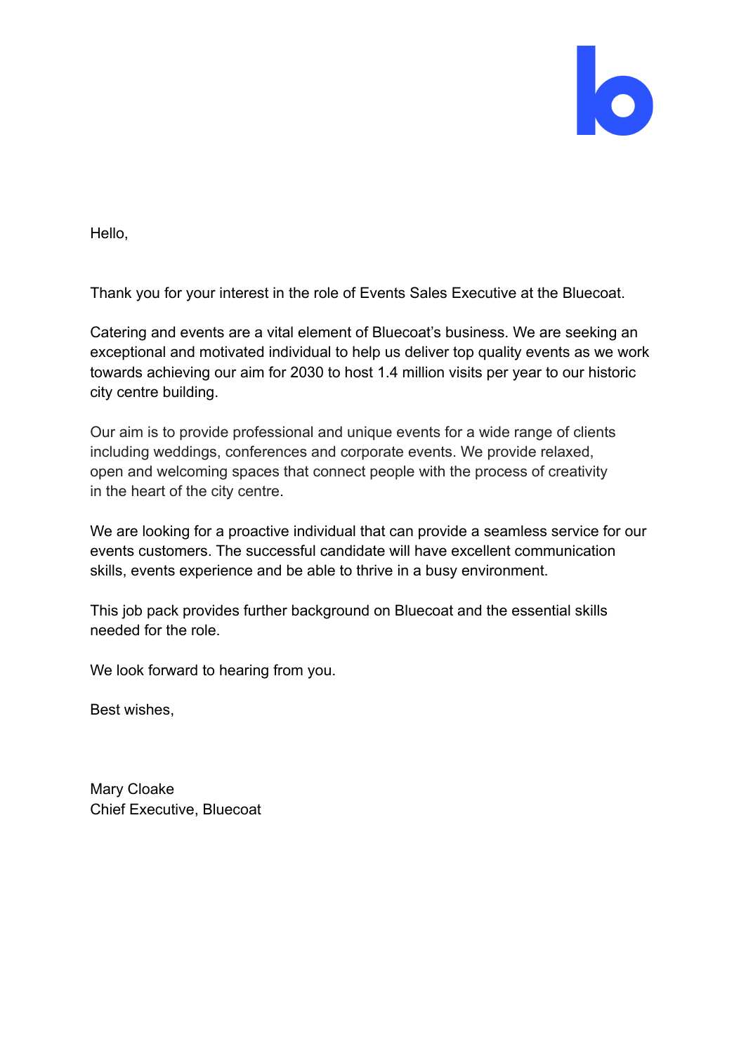Hello,

Thank you for your interest in the role of Events Sales Executive at the Bluecoat.

Catering and events are a vital element of Bluecoat's business. We are seeking an exceptional and motivated individual to help us deliver top quality events as we work towards achieving our aim for 2030 to host 1.4 million visits per year to our historic city centre building.

Our aim is to provide professional and unique events for a wide range of clients including weddings, conferences and corporate events. We provide relaxed, open and welcoming spaces that connect people with the process of creativity in the heart of the city centre.

We are looking for a proactive individual that can provide a seamless service for our events customers. The successful candidate will have excellent communication skills, events experience and be able to thrive in a busy environment.

This job pack provides further background on Bluecoat and the essential skills needed for the role.

We look forward to hearing from you.

Best wishes,

Mary Cloake
Chief Executive, Bluecoat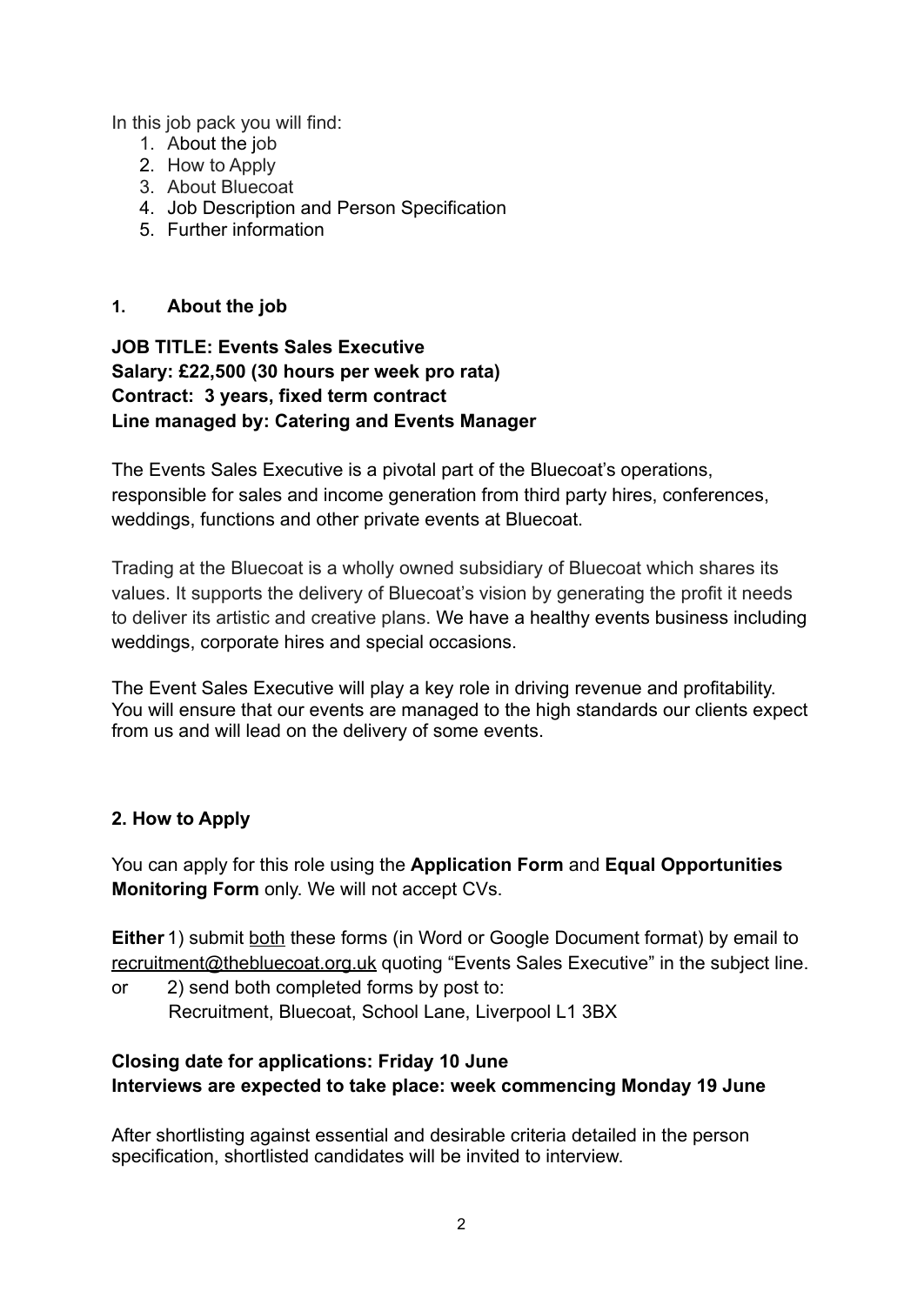In this job pack you will find:

1. About the job
2. How to Apply
3. About Bluecoat
4. Job Description and Person Specification
5. Further information

## 1. About the job

**JOB TITLE: Events Sales Executive**
**Salary: £22,500 (30 hours per week pro rata)**
**Contract: 3 years, fixed term contract**
**Line managed by: Catering and Events Manager**

The Events Sales Executive is a pivotal part of the Bluecoat's operations, responsible for sales and income generation from third party hires, conferences, weddings, functions and other private events at Bluecoat.

Trading at the Bluecoat is a wholly owned subsidiary of Bluecoat which shares its values. It supports the delivery of Bluecoat's vision by generating the profit it needs to deliver its artistic and creative plans. We have a healthy events business including weddings, corporate hires and special occasions.

The Event Sales Executive will play a key role in driving revenue and profitability. You will ensure that our events are managed to the high standards our clients expect from us and will lead on the delivery of some events.

## 2. How to Apply

You can apply for this role using the **Application Form** and **Equal Opportunities Monitoring Form** only. We will not accept CVs.

**Either** 1) submit both these forms (in Word or Google Document format) by email to recruitment@thebluecoat.org.uk quoting "Events Sales Executive" in the subject line.

or 2) send both completed forms by post to:
Recruitment, Bluecoat, School Lane, Liverpool L1 3BX

**Closing date for applications: Friday 10 June**
**Interviews are expected to take place: week commencing Monday 19 June**

After shortlisting against essential and desirable criteria detailed in the person specification, shortlisted candidates will be invited to interview.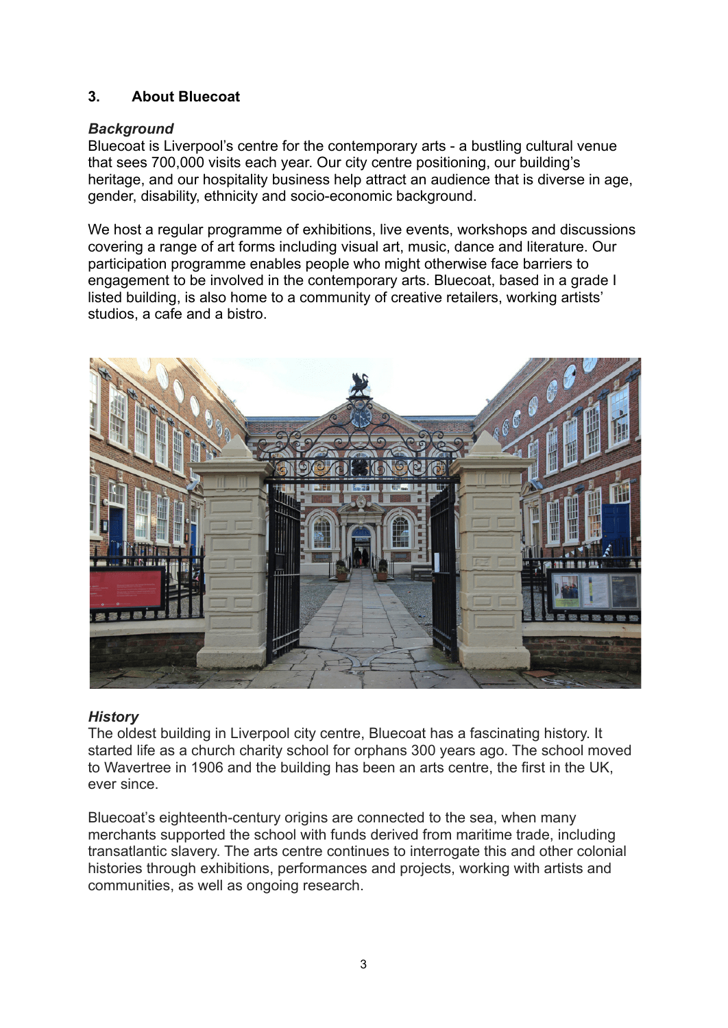## 3. About Bluecoat

***Background***

Bluecoat is Liverpool's centre for the contemporary arts - a bustling cultural venue that sees 700,000 visits each year. Our city centre positioning, our building's heritage, and our hospitality business help attract an audience that is diverse in age, gender, disability, ethnicity and socio-economic background.

We host a regular programme of exhibitions, live events, workshops and discussions covering a range of art forms including visual art, music, dance and literature. Our participation programme enables people who might otherwise face barriers to engagement to be involved in the contemporary arts. Bluecoat, based in a grade I listed building, is also home to a community of creative retailers, working artists' studios, a cafe and a bistro.

***History***

The oldest building in Liverpool city centre, Bluecoat has a fascinating history. It started life as a church charity school for orphans 300 years ago. The school moved to Wavertree in 1906 and the building has been an arts centre, the first in the UK, ever since.

Bluecoat's eighteenth-century origins are connected to the sea, when many merchants supported the school with funds derived from maritime trade, including transatlantic slavery. The arts centre continues to interrogate this and other colonial histories through exhibitions, performances and projects, working with artists and communities, as well as ongoing research.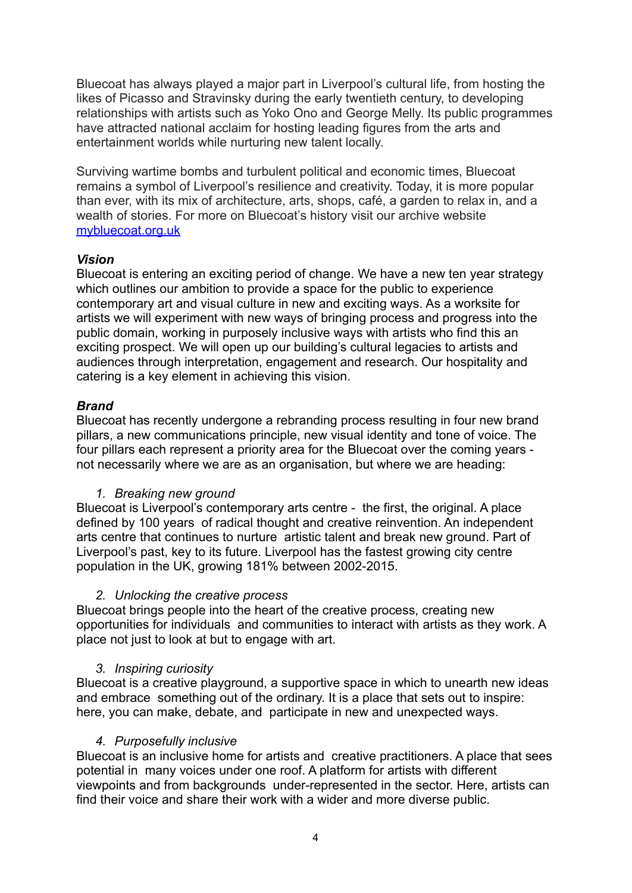Bluecoat has always played a major part in Liverpool's cultural life, from hosting the likes of Picasso and Stravinsky during the early twentieth century, to developing relationships with artists such as Yoko Ono and George Melly. Its public programmes have attracted national acclaim for hosting leading figures from the arts and entertainment worlds while nurturing new talent locally.

Surviving wartime bombs and turbulent political and economic times, Bluecoat remains a symbol of Liverpool's resilience and creativity. Today, it is more popular than ever, with its mix of architecture, arts, shops, café, a garden to relax in, and a wealth of stories. For more on Bluecoat's history visit our archive website [mybluecoat.org.uk](mybluecoat.org.uk)

***Vision***

Bluecoat is entering an exciting period of change. We have a new ten year strategy which outlines our ambition to provide a space for the public to experience contemporary art and visual culture in new and exciting ways. As a worksite for artists we will experiment with new ways of bringing process and progress into the public domain, working in purposely inclusive ways with artists who find this an exciting prospect. We will open up our building's cultural legacies to artists and audiences through interpretation, engagement and research. Our hospitality and catering is a key element in achieving this vision.

***Brand***

Bluecoat has recently undergone a rebranding process resulting in four new brand pillars, a new communications principle, new visual identity and tone of voice. The four pillars each represent a priority area for the Bluecoat over the coming years - not necessarily where we are as an organisation, but where we are heading:

1. *Breaking new ground*

Bluecoat is Liverpool's contemporary arts centre - the first, the original. A place defined by 100 years of radical thought and creative reinvention. An independent arts centre that continues to nurture artistic talent and break new ground. Part of Liverpool's past, key to its future. Liverpool has the fastest growing city centre population in the UK, growing 181% between 2002-2015.

2. *Unlocking the creative process*

Bluecoat brings people into the heart of the creative process, creating new opportunities for individuals and communities to interact with artists as they work. A place not just to look at but to engage with art.

3. *Inspiring curiosity*

Bluecoat is a creative playground, a supportive space in which to unearth new ideas and embrace something out of the ordinary. It is a place that sets out to inspire: here, you can make, debate, and participate in new and unexpected ways.

4. *Purposefully inclusive*

Bluecoat is an inclusive home for artists and creative practitioners. A place that sees potential in many voices under one roof. A platform for artists with different viewpoints and from backgrounds under-represented in the sector. Here, artists can find their voice and share their work with a wider and more diverse public.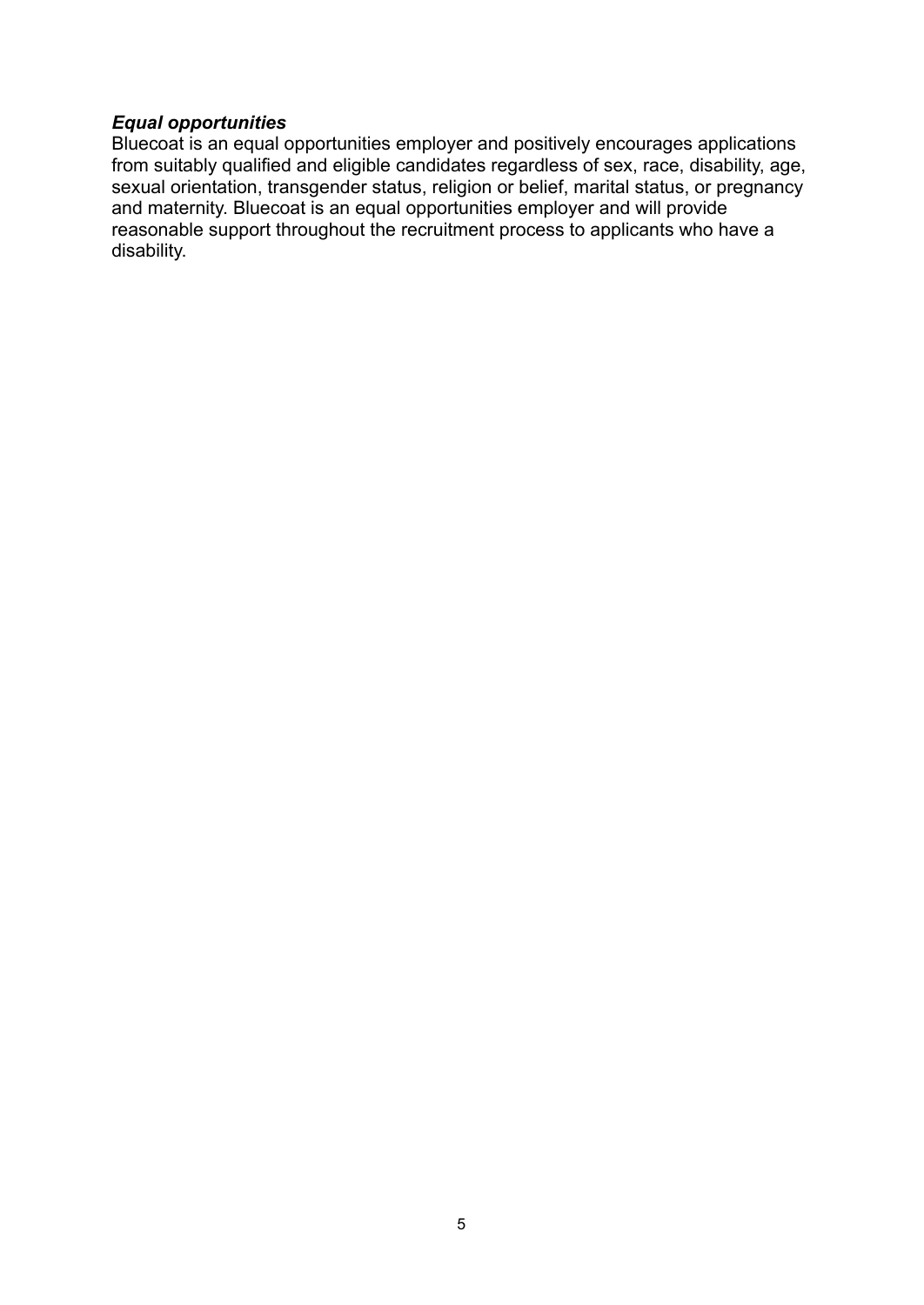### *Equal opportunities*

Bluecoat is an equal opportunities employer and positively encourages applications from suitably qualified and eligible candidates regardless of sex, race, disability, age, sexual orientation, transgender status, religion or belief, marital status, or pregnancy and maternity. Bluecoat is an equal opportunities employer and will provide reasonable support throughout the recruitment process to applicants who have a disability.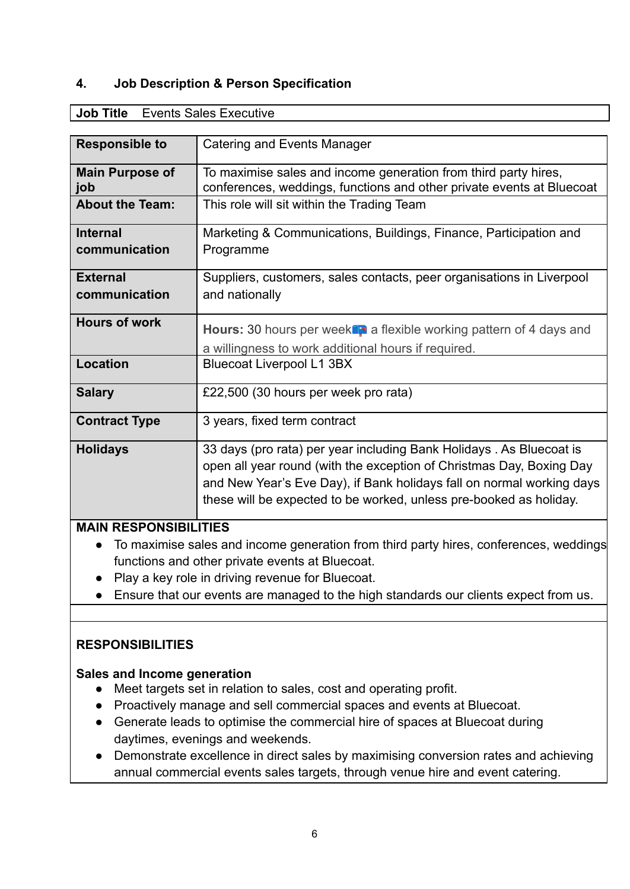## 4. Job Description & Person Specification

| **Job Title** | Events Sales Executive |
|---|---|

| | |
|---|---|
| **Responsible to** | Catering and Events Manager |
| **Main Purpose of job** | To maximise sales and income generation from third party hires, conferences, weddings, functions and other private events at Bluecoat |
| **About the Team:** | This role will sit within the Trading Team |
| **Internal communication** | Marketing & Communications, Buildings, Finance, Participation and Programme |
| **External communication** | Suppliers, customers, sales contacts, peer organisations in Liverpool and nationally |
| **Hours of work** | **Hours:** 30 hours per week📭 a flexible working pattern of 4 days and a willingness to work additional hours if required. |
| **Location** | Bluecoat Liverpool L1 3BX |
| **Salary** | £22,500 (30 hours per week pro rata) |
| **Contract Type** | 3 years, fixed term contract |
| **Holidays** | 33 days (pro rata) per year including Bank Holidays . As Bluecoat is open all year round (with the exception of Christmas Day, Boxing Day and New Year's Eve Day), if Bank holidays fall on normal working days these will be expected to be worked, unless pre-booked as holiday. |

**MAIN RESPONSIBILITIES**

- To maximise sales and income generation from third party hires, conferences, weddings functions and other private events at Bluecoat.
- Play a key role in driving revenue for Bluecoat.
- Ensure that our events are managed to the high standards our clients expect from us.

**RESPONSIBILITIES**

**Sales and Income generation**

- Meet targets set in relation to sales, cost and operating profit.
- Proactively manage and sell commercial spaces and events at Bluecoat.
- Generate leads to optimise the commercial hire of spaces at Bluecoat during daytimes, evenings and weekends.
- Demonstrate excellence in direct sales by maximising conversion rates and achieving annual commercial events sales targets, through venue hire and event catering.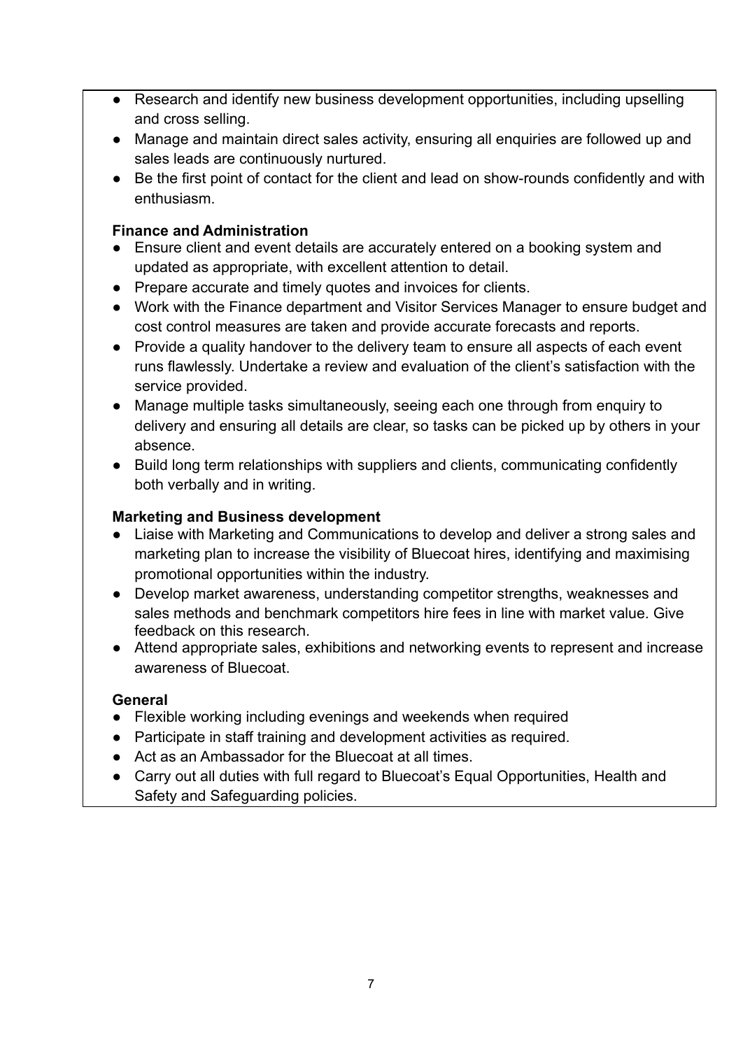- Research and identify new business development opportunities, including upselling and cross selling.
- Manage and maintain direct sales activity, ensuring all enquiries are followed up and sales leads are continuously nurtured.
- Be the first point of contact for the client and lead on show-rounds confidently and with enthusiasm.

**Finance and Administration**

- Ensure client and event details are accurately entered on a booking system and updated as appropriate, with excellent attention to detail.
- Prepare accurate and timely quotes and invoices for clients.
- Work with the Finance department and Visitor Services Manager to ensure budget and cost control measures are taken and provide accurate forecasts and reports.
- Provide a quality handover to the delivery team to ensure all aspects of each event runs flawlessly. Undertake a review and evaluation of the client's satisfaction with the service provided.
- Manage multiple tasks simultaneously, seeing each one through from enquiry to delivery and ensuring all details are clear, so tasks can be picked up by others in your absence.
- Build long term relationships with suppliers and clients, communicating confidently both verbally and in writing.

**Marketing and Business development**

- Liaise with Marketing and Communications to develop and deliver a strong sales and marketing plan to increase the visibility of Bluecoat hires, identifying and maximising promotional opportunities within the industry.
- Develop market awareness, understanding competitor strengths, weaknesses and sales methods and benchmark competitors hire fees in line with market value. Give feedback on this research.
- Attend appropriate sales, exhibitions and networking events to represent and increase awareness of Bluecoat.

**General**

- Flexible working including evenings and weekends when required
- Participate in staff training and development activities as required.
- Act as an Ambassador for the Bluecoat at all times.
- Carry out all duties with full regard to Bluecoat's Equal Opportunities, Health and Safety and Safeguarding policies.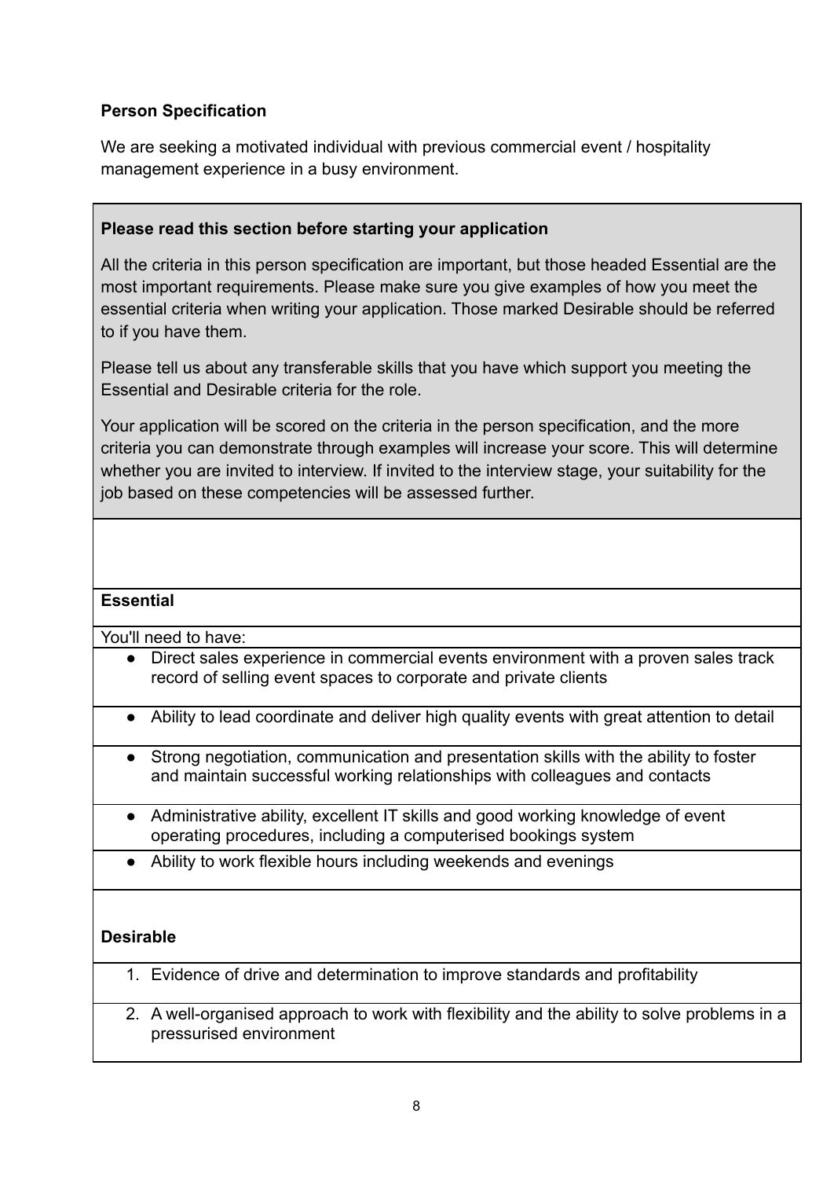**Person Specification**

We are seeking a motivated individual with previous commercial event / hospitality management experience in a busy environment.

**Please read this section before starting your application**

All the criteria in this person specification are important, but those headed Essential are the most important requirements. Please make sure you give examples of how you meet the essential criteria when writing your application. Those marked Desirable should be referred to if you have them.

Please tell us about any transferable skills that you have which support you meeting the Essential and Desirable criteria for the role.

Your application will be scored on the criteria in the person specification, and the more criteria you can demonstrate through examples will increase your score. This will determine whether you are invited to interview. If invited to the interview stage, your suitability for the job based on these competencies will be assessed further.

**Essential**

You'll need to have:

- Direct sales experience in commercial events environment with a proven sales track record of selling event spaces to corporate and private clients
- Ability to lead coordinate and deliver high quality events with great attention to detail
- Strong negotiation, communication and presentation skills with the ability to foster and maintain successful working relationships with colleagues and contacts
- Administrative ability, excellent IT skills and good working knowledge of event operating procedures, including a computerised bookings system
- Ability to work flexible hours including weekends and evenings

**Desirable**

1. Evidence of drive and determination to improve standards and profitability
2. A well-organised approach to work with flexibility and the ability to solve problems in a pressurised environment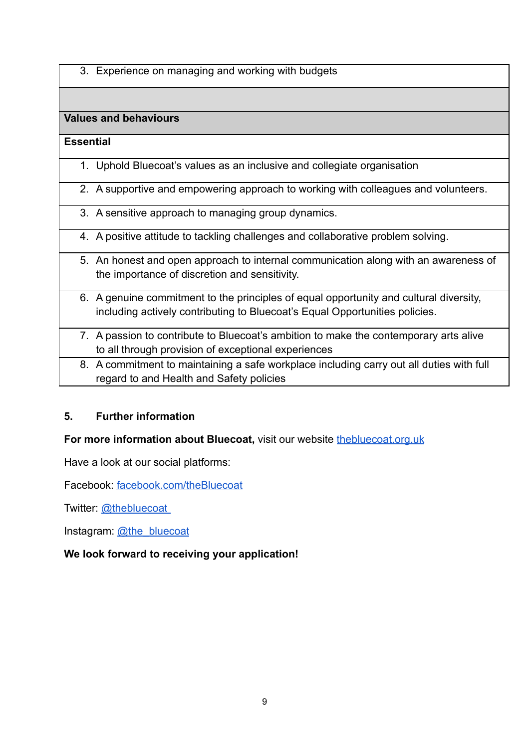| |
| --- |
| 3. Experience on managing and working with budgets |
| |
| **Values and behaviours** |
| **Essential** |
| 1. Uphold Bluecoat's values as an inclusive and collegiate organisation |
| 2. A supportive and empowering approach to working with colleagues and volunteers. |
| 3. A sensitive approach to managing group dynamics. |
| 4. A positive attitude to tackling challenges and collaborative problem solving. |
| 5. An honest and open approach to internal communication along with an awareness of the importance of discretion and sensitivity. |
| 6. A genuine commitment to the principles of equal opportunity and cultural diversity, including actively contributing to Bluecoat's Equal Opportunities policies. |
| 7. A passion to contribute to Bluecoat's ambition to make the contemporary arts alive to all through provision of exceptional experiences |
| 8. A commitment to maintaining a safe workplace including carry out all duties with full regard to and Health and Safety policies |

## 5. Further information

**For more information about Bluecoat,** visit our website thebluecoat.org.uk

Have a look at our social platforms:

Facebook: facebook.com/theBluecoat

Twitter: @thebluecoat

Instagram: @the_bluecoat

**We look forward to receiving your application!**